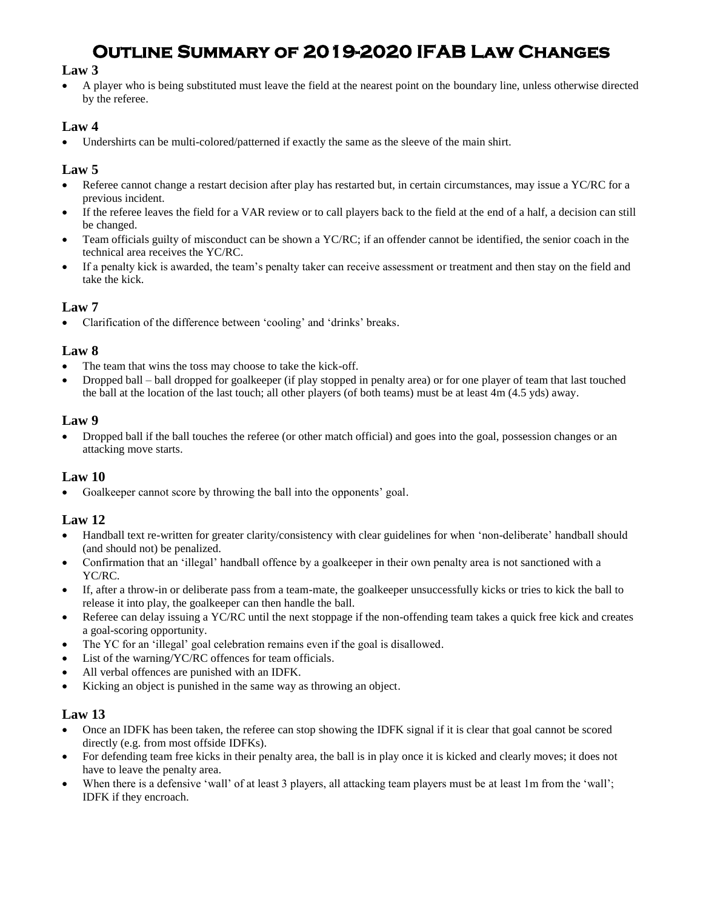# Outline Summary of 2019-2020 IFAB Law Changes

## Law 3

- A player who is being substituted must leave the field at the nearest point on the boundary line, unless otherwise directed by the referee.

## Law 4

- Undershirts can be multi-colored/patterned if exactly the same as the sleeve of the main shirt.

## Law 5

- Referee cannot change a restart decision after play has restarted but, in certain circumstances, may issue a YC/RC for a previous incident.
- If the referee leaves the field for a VAR review or to call players back to the field at the end of a half, a decision can still be changed.
- Team officials guilty of misconduct can be shown a YC/RC; if an offender cannot be identified, the senior coach in the technical area receives the YC/RC.
- If a penalty kick is awarded, the team's penalty taker can receive assessment or treatment and then stay on the field and take the kick.

## Law 7

- Clarification of the difference between 'cooling' and 'drinks' breaks.

## Law 8

- The team that wins the toss may choose to take the kick-off.
- Dropped ball – ball dropped for goalkeeper (if play stopped in penalty area) or for one player of team that last touched the ball at the location of the last touch; all other players (of both teams) must be at least 4m (4.5 yds) away.

## Law 9

- Dropped ball if the ball touches the referee (or other match official) and goes into the goal, possession changes or an attacking move starts.

## Law 10

- Goalkeeper cannot score by throwing the ball into the opponents' goal.

## Law 12

- Handball text re-written for greater clarity/consistency with clear guidelines for when 'non-deliberate' handball should (and should not) be penalized.
- Confirmation that an 'illegal' handball offence by a goalkeeper in their own penalty area is not sanctioned with a YC/RC.
- If, after a throw-in or deliberate pass from a team-mate, the goalkeeper unsuccessfully kicks or tries to kick the ball to release it into play, the goalkeeper can then handle the ball.
- Referee can delay issuing a YC/RC until the next stoppage if the non-offending team takes a quick free kick and creates a goal-scoring opportunity.
- The YC for an 'illegal' goal celebration remains even if the goal is disallowed.
- List of the warning/YC/RC offences for team officials.
- All verbal offences are punished with an IDFK.
- Kicking an object is punished in the same way as throwing an object.

## Law 13

- Once an IDFK has been taken, the referee can stop showing the IDFK signal if it is clear that goal cannot be scored directly (e.g. from most offside IDFKs).
- For defending team free kicks in their penalty area, the ball is in play once it is kicked and clearly moves; it does not have to leave the penalty area.
- When there is a defensive 'wall' of at least 3 players, all attacking team players must be at least 1m from the 'wall'; IDFK if they encroach.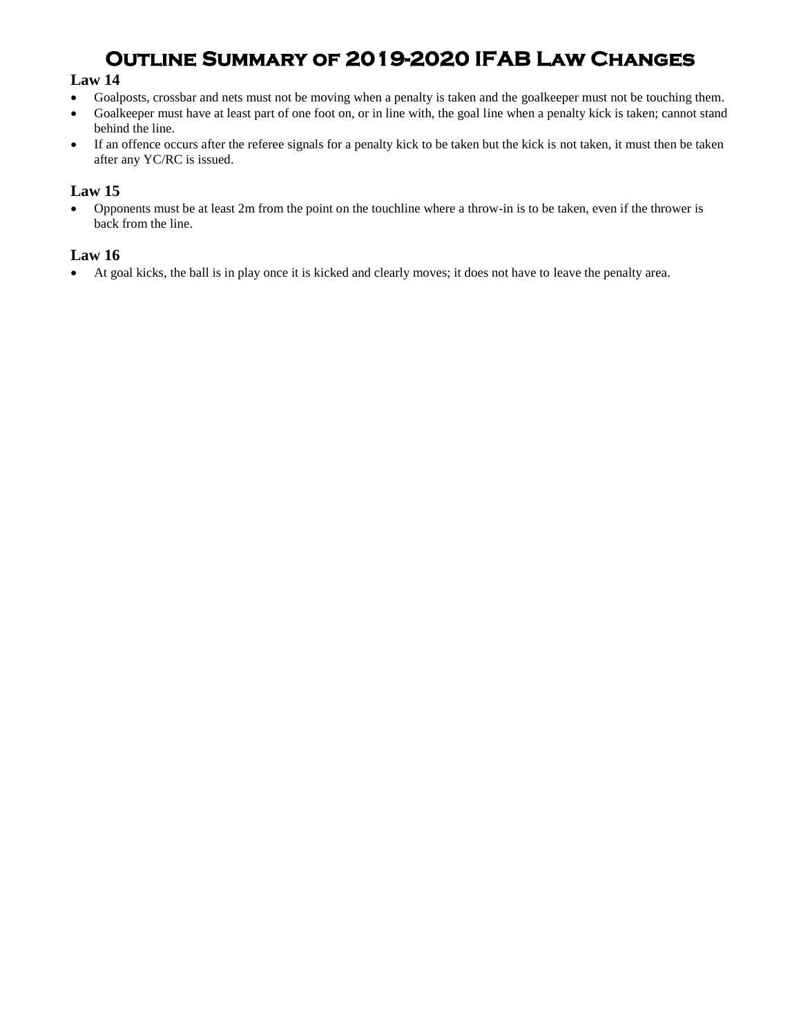# Outline Summary of 2019-2020 IFAB Law Changes

## Law 14

- Goalposts, crossbar and nets must not be moving when a penalty is taken and the goalkeeper must not be touching them.
- Goalkeeper must have at least part of one foot on, or in line with, the goal line when a penalty kick is taken; cannot stand behind the line.
- If an offence occurs after the referee signals for a penalty kick to be taken but the kick is not taken, it must then be taken after any YC/RC is issued.

## Law 15

- Opponents must be at least 2m from the point on the touchline where a throw-in is to be taken, even if the thrower is back from the line.

## Law 16

- At goal kicks, the ball is in play once it is kicked and clearly moves; it does not have to leave the penalty area.